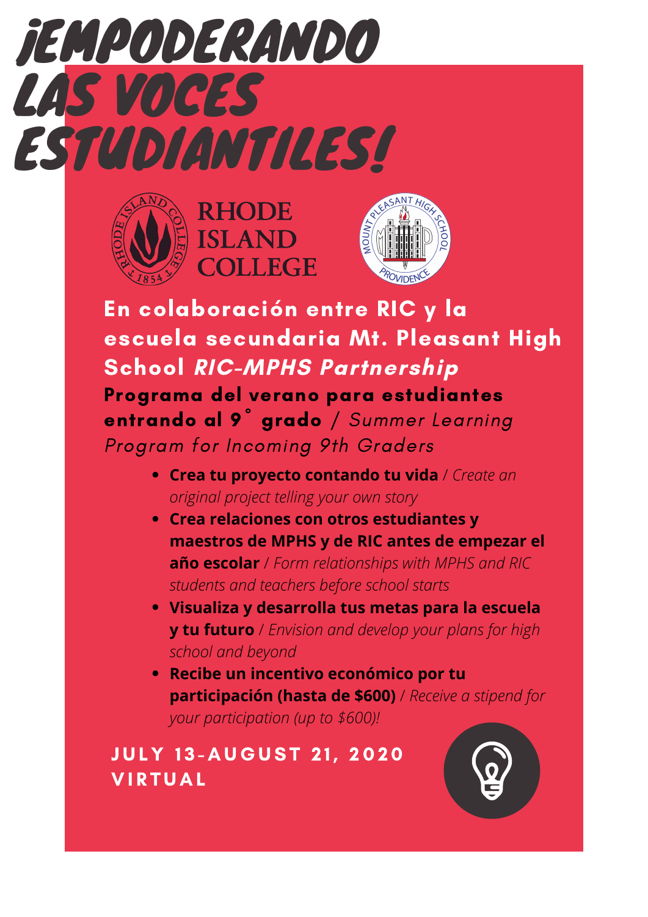# ¡EMPODERANDO LAS VOCES ESTUDIANTILES!

RHODE ISLAND COLLEGE

**En colaboración entre RIC y la escuela secundaria Mt. Pleasant High School *RIC-MPHS Partnership***

**Programa del verano para estudiantes entrando al 9˚ grado** / *Summer Learning Program for Incoming 9th Graders*

- **Crea tu proyecto contando tu vida** / *Create an original project telling your own story*
- **Crea relaciones con otros estudiantes y maestros de MPHS y de RIC antes de empezar el año escolar** / *Form relationships with MPHS and RIC students and teachers before school starts*
- **Visualiza y desarrolla tus metas para la escuela y tu futuro** / *Envision and develop your plans for high school and beyond*
- **Recibe un incentivo económico por tu participación (hasta de $600)** / *Receive a stipend for your participation (up to $600)!*

**JULY 13-AUGUST 21, 2020**
**VIRTUAL**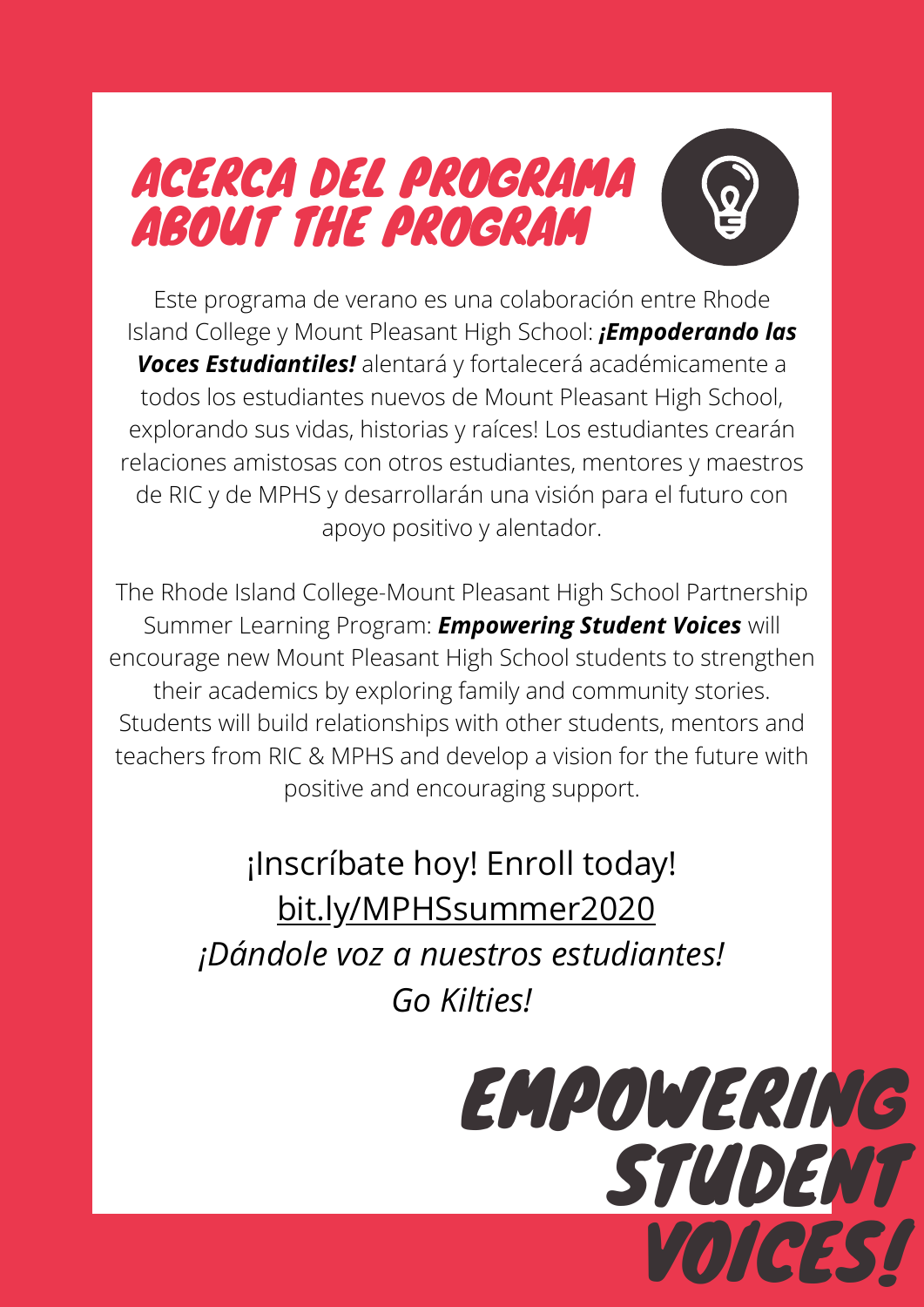# ACERCA DEL PROGRAMA ABOUT THE PROGRAM

Este programa de verano es una colaboración entre Rhode Island College y Mount Pleasant High School: ***¡Empoderando las Voces Estudiantiles!*** alentará y fortalecerá académicamente a todos los estudiantes nuevos de Mount Pleasant High School, explorando sus vidas, historias y raíces! Los estudiantes crearán relaciones amistosas con otros estudiantes, mentores y maestros de RIC y de MPHS y desarrollarán una visión para el futuro con apoyo positivo y alentador.

The Rhode Island College-Mount Pleasant High School Partnership Summer Learning Program: ***Empowering Student Voices*** will encourage new Mount Pleasant High School students to strengthen their academics by exploring family and community stories. Students will build relationships with other students, mentors and teachers from RIC & MPHS and develop a vision for the future with positive and encouraging support.

¡Inscríbate hoy! Enroll today!

bit.ly/MPHSsummer2020

*¡Dándole voz a nuestros estudiantes!*

*Go Kilties!*

EMPOWERING STUDENT VOICES!